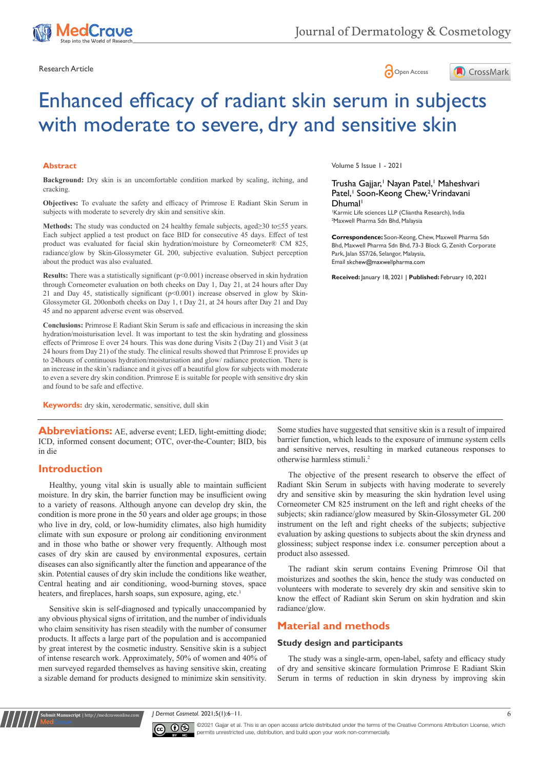Research Article

# Enhanced efficacy of radiant skin serum in subjects with moderate to severe, dry and sensitive skin

Volume 5 Issue 1 - 2021

Trusha Gajjar,[1] Nayan Patel,[1] Maheshvari Patel,[1] Soon-Keong Chew,[2] Vrindavani Dhumal[1]

[1]Karmic Life sciences LLP (Cliantha Research), India
[2]Maxwell Pharma Sdn Bhd, Malaysia

**Correspondence:** Soon-Keong, Chew, Maxwell Pharma Sdn Bhd, Maxwell Pharma Sdn Bhd, 73-3 Block G, Zenith Corporate Park, Jalan SS7/26, Selangor, Malaysia, Email skchew@maxwellpharma.com

**Received:** January 18, 2021 | **Published:** February 10, 2021

## Abstract

**Background:** Dry skin is an uncomfortable condition marked by scaling, itching, and cracking.

**Objectives:** To evaluate the safety and efficacy of Primrose E Radiant Skin Serum in subjects with moderate to severely dry skin and sensitive skin.

**Methods:** The study was conducted on 24 healthy female subjects, aged≥30 to≤55 years. Each subject applied a test product on face BID for consecutive 45 days. Effect of test product was evaluated for facial skin hydration/moisture by Corneometer® CM 825, radiance/glow by Skin-Glossymeter GL 200, subjective evaluation. Subject perception about the product was also evaluated.

**Results:** There was a statistically significant (p<0.001) increase observed in skin hydration through Corneometer evaluation on both cheeks on Day 1, Day 21, at 24 hours after Day 21 and Day 45, statistically significant (p<0.001) increase observed in glow by Skin-Glossymeter GL 200onboth cheeks on Day 1, t Day 21, at 24 hours after Day 21 and Day 45 and no apparent adverse event was observed.

**Conclusions:** Primrose E Radiant Skin Serum is safe and efficacious in increasing the skin hydration/moisturisation level. It was important to test the skin hydrating and glossiness effects of Primrose E over 24 hours. This was done during Visits 2 (Day 21) and Visit 3 (at 24 hours from Day 21) of the study. The clinical results showed that Primrose E provides up to 24hours of continuous hydration/moisturisation and glow/ radiance protection. There is an increase in the skin's radiance and it gives off a beautiful glow for subjects with moderate to even a severe dry skin condition. Primrose E is suitable for people with sensitive dry skin and found to be safe and effective.

**Keywords:** dry skin, xerodermatic, sensitive, dull skin

**Abbreviations:** AE, adverse event; LED, light-emitting diode; ICD, informed consent document; OTC, over-the-Counter; BID, bis in die

## Introduction

Healthy, young vital skin is usually able to maintain sufficient moisture. In dry skin, the barrier function may be insufficient owing to a variety of reasons. Although anyone can develop dry skin, the condition is more prone in the 50 years and older age groups; in those who live in dry, cold, or low-humidity climates, also high humidity climate with sun exposure or prolong air conditioning environment and in those who bathe or shower very frequently. Although most cases of dry skin are caused by environmental exposures, certain diseases can also significantly alter the function and appearance of the skin. Potential causes of dry skin include the conditions like weather, Central heating and air conditioning, wood-burning stoves, space heaters, and fireplaces, harsh soaps, sun exposure, aging, etc.[1]

Sensitive skin is self-diagnosed and typically unaccompanied by any obvious physical signs of irritation, and the number of individuals who claim sensitivity has risen steadily with the number of consumer products. It affects a large part of the population and is accompanied by great interest by the cosmetic industry. Sensitive skin is a subject of intense research work. Approximately, 50% of women and 40% of men surveyed regarded themselves as having sensitive skin, creating a sizable demand for products designed to minimize skin sensitivity. Some studies have suggested that sensitive skin is a result of impaired barrier function, which leads to the exposure of immune system cells and sensitive nerves, resulting in marked cutaneous responses to otherwise harmless stimuli.[2]

The objective of the present research to observe the effect of Radiant Skin Serum in subjects with having moderate to severely dry and sensitive skin by measuring the skin hydration level using Corneometer CM 825 instrument on the left and right cheeks of the subjects; skin radiance/glow measured by Skin-Glossymeter GL 200 instrument on the left and right cheeks of the subjects; subjective evaluation by asking questions to subjects about the skin dryness and glossiness; subject response index i.e. consumer perception about a product also assessed.

The radiant skin serum contains Evening Primrose Oil that moisturizes and soothes the skin, hence the study was conducted on volunteers with moderate to severely dry skin and sensitive skin to know the effect of Radiant skin Serum on skin hydration and skin radiance/glow.

## Material and methods

### Study design and participants

The study was a single-arm, open-label, safety and efficacy study of dry and sensitive skincare formulation Primrose E Radiant Skin Serum in terms of reduction in skin dryness by improving skin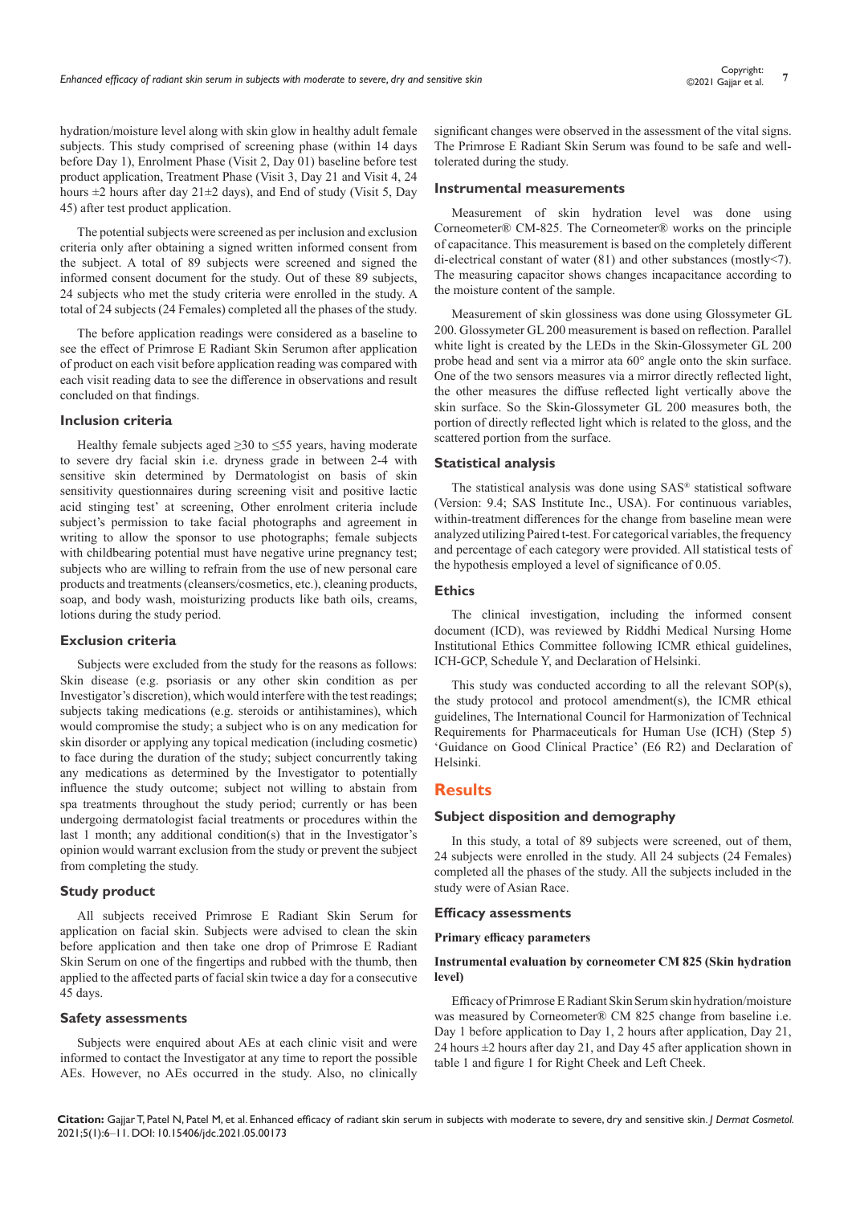hydration/moisture level along with skin glow in healthy adult female subjects. This study comprised of screening phase (within 14 days before Day 1), Enrolment Phase (Visit 2, Day 01) baseline before test product application, Treatment Phase (Visit 3, Day 21 and Visit 4, 24 hours ±2 hours after day 21±2 days), and End of study (Visit 5, Day 45) after test product application.

The potential subjects were screened as per inclusion and exclusion criteria only after obtaining a signed written informed consent from the subject. A total of 89 subjects were screened and signed the informed consent document for the study. Out of these 89 subjects, 24 subjects who met the study criteria were enrolled in the study. A total of 24 subjects (24 Females) completed all the phases of the study.

The before application readings were considered as a baseline to see the effect of Primrose E Radiant Skin Serumon after application of product on each visit before application reading was compared with each visit reading data to see the difference in observations and result concluded on that findings.

### Inclusion criteria

Healthy female subjects aged ≥30 to ≤55 years, having moderate to severe dry facial skin i.e. dryness grade in between 2-4 with sensitive skin determined by Dermatologist on basis of skin sensitivity questionnaires during screening visit and positive lactic acid stinging test' at screening, Other enrolment criteria include subject's permission to take facial photographs and agreement in writing to allow the sponsor to use photographs; female subjects with childbearing potential must have negative urine pregnancy test; subjects who are willing to refrain from the use of new personal care products and treatments (cleansers/cosmetics, etc.), cleaning products, soap, and body wash, moisturizing products like bath oils, creams, lotions during the study period.

### Exclusion criteria

Subjects were excluded from the study for the reasons as follows: Skin disease (e.g. psoriasis or any other skin condition as per Investigator's discretion), which would interfere with the test readings; subjects taking medications (e.g. steroids or antihistamines), which would compromise the study; a subject who is on any medication for skin disorder or applying any topical medication (including cosmetic) to face during the duration of the study; subject concurrently taking any medications as determined by the Investigator to potentially influence the study outcome; subject not willing to abstain from spa treatments throughout the study period; currently or has been undergoing dermatologist facial treatments or procedures within the last 1 month; any additional condition(s) that in the Investigator's opinion would warrant exclusion from the study or prevent the subject from completing the study.

### Study product

All subjects received Primrose E Radiant Skin Serum for application on facial skin. Subjects were advised to clean the skin before application and then take one drop of Primrose E Radiant Skin Serum on one of the fingertips and rubbed with the thumb, then applied to the affected parts of facial skin twice a day for a consecutive 45 days.

### Safety assessments

Subjects were enquired about AEs at each clinic visit and were informed to contact the Investigator at any time to report the possible AEs. However, no AEs occurred in the study. Also, no clinically significant changes were observed in the assessment of the vital signs. The Primrose E Radiant Skin Serum was found to be safe and well-tolerated during the study.

### Instrumental measurements

Measurement of skin hydration level was done using Corneometer® CM-825. The Corneometer® works on the principle of capacitance. This measurement is based on the completely different di-electrical constant of water (81) and other substances (mostly<7). The measuring capacitor shows changes incapacitance according to the moisture content of the sample.

Measurement of skin glossiness was done using Glossymeter GL 200. Glossymeter GL 200 measurement is based on reflection. Parallel white light is created by the LEDs in the Skin-Glossymeter GL 200 probe head and sent via a mirror ata 60° angle onto the skin surface. One of the two sensors measures via a mirror directly reflected light, the other measures the diffuse reflected light vertically above the skin surface. So the Skin-Glossymeter GL 200 measures both, the portion of directly reflected light which is related to the gloss, and the scattered portion from the surface.

### Statistical analysis

The statistical analysis was done using SAS® statistical software (Version: 9.4; SAS Institute Inc., USA). For continuous variables, within-treatment differences for the change from baseline mean were analyzed utilizing Paired t-test. For categorical variables, the frequency and percentage of each category were provided. All statistical tests of the hypothesis employed a level of significance of 0.05.

### Ethics

The clinical investigation, including the informed consent document (ICD), was reviewed by Riddhi Medical Nursing Home Institutional Ethics Committee following ICMR ethical guidelines, ICH-GCP, Schedule Y, and Declaration of Helsinki.

This study was conducted according to all the relevant SOP(s), the study protocol and protocol amendment(s), the ICMR ethical guidelines, The International Council for Harmonization of Technical Requirements for Pharmaceuticals for Human Use (ICH) (Step 5) 'Guidance on Good Clinical Practice' (E6 R2) and Declaration of Helsinki.

## Results

### Subject disposition and demography

In this study, a total of 89 subjects were screened, out of them, 24 subjects were enrolled in the study. All 24 subjects (24 Females) completed all the phases of the study. All the subjects included in the study were of Asian Race.

### Efficacy assessments

**Primary efficacy parameters**

**Instrumental evaluation by corneometer CM 825 (Skin hydration level)**

Efficacy of Primrose E Radiant Skin Serum skin hydration/moisture was measured by Corneometer® CM 825 change from baseline i.e. Day 1 before application to Day 1, 2 hours after application, Day 21, 24 hours ±2 hours after day 21, and Day 45 after application shown in table 1 and figure 1 for Right Cheek and Left Cheek.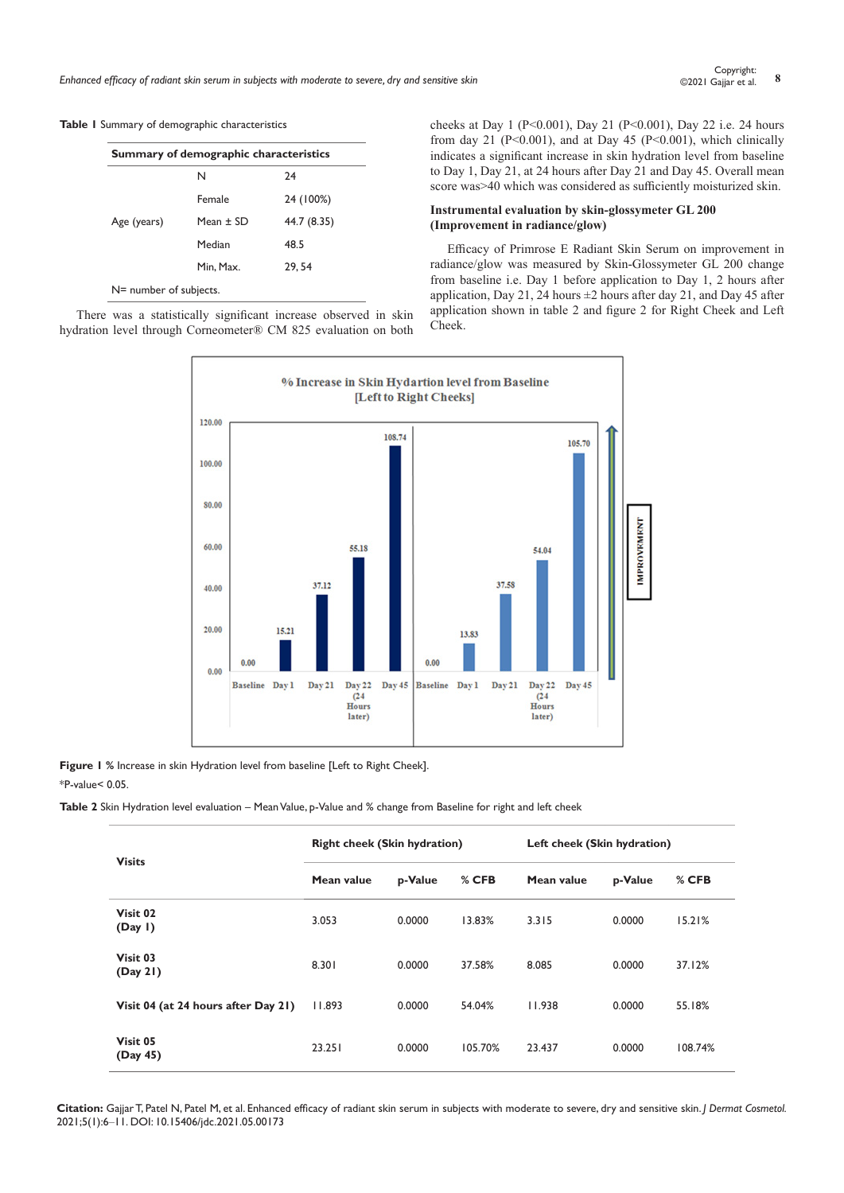**Table 1** Summary of demographic characteristics

| Summary of demographic characteristics | | |
|---|---|---|
| | N | 24 |
| | Female | 24 (100%) |
| Age (years) | Mean ± SD | 44.7 (8.35) |
| | Median | 48.5 |
| | Min, Max. | 29, 54 |

N= number of subjects.

There was a statistically significant increase observed in skin hydration level through Corneometer® CM 825 evaluation on both cheeks at Day 1 (P<0.001), Day 21 (P<0.001), Day 22 i.e. 24 hours from day 21 (P<0.001), and at Day 45 (P<0.001), which clinically indicates a significant increase in skin hydration level from baseline to Day 1, Day 21, at 24 hours after Day 21 and Day 45. Overall mean score was>40 which was considered as sufficiently moisturized skin.

### Instrumental evaluation by skin-glossymeter GL 200 (Improvement in radiance/glow)

Efficacy of Primrose E Radiant Skin Serum on improvement in radiance/glow was measured by Skin-Glossymeter GL 200 change from baseline i.e. Day 1 before application to Day 1, 2 hours after application, Day 21, 24 hours ±2 hours after day 21, and Day 45 after application shown in table 2 and figure 2 for Right Cheek and Left Cheek.

**Figure 1** % Increase in skin Hydration level from baseline [Left to Right Cheek].

*P-value< 0.05.

**Table 2** Skin Hydration level evaluation – Mean Value, p-Value and % change from Baseline for right and left cheek

| Visits | Right cheek (Skin hydration) | | | Left cheek (Skin hydration) | | |
|---|---|---|---|---|---|---|
| | Mean value | p-Value | % CFB | Mean value | p-Value | % CFB |
| Visit 02 (Day 1) | 3.053 | 0.0000 | 13.83% | 3.315 | 0.0000 | 15.21% |
| Visit 03 (Day 21) | 8.301 | 0.0000 | 37.58% | 8.085 | 0.0000 | 37.12% |
| Visit 04 (at 24 hours after Day 21) | 11.893 | 0.0000 | 54.04% | 11.938 | 0.0000 | 55.18% |
| Visit 05 (Day 45) | 23.251 | 0.0000 | 105.70% | 23.437 | 0.0000 | 108.74% |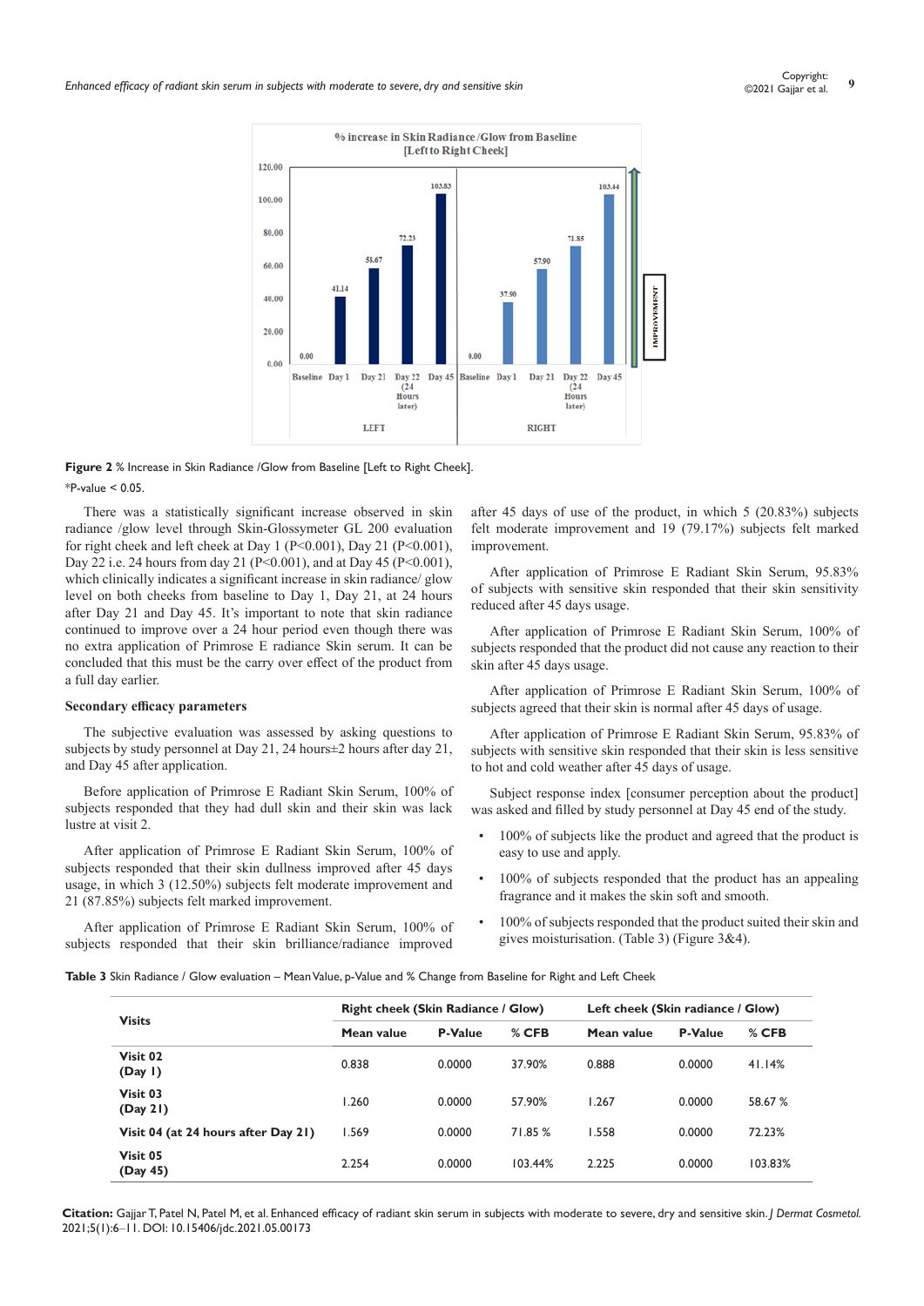**Figure 2** % Increase in Skin Radiance /Glow from Baseline [Left to Right Cheek].

*P-value < 0.05.

There was a statistically significant increase observed in skin radiance /glow level through Skin-Glossymeter GL 200 evaluation for right cheek and left cheek at Day 1 (P<0.001), Day 21 (P<0.001), Day 22 i.e. 24 hours from day 21 (P<0.001), and at Day 45 (P<0.001), which clinically indicates a significant increase in skin radiance/ glow level on both cheeks from baseline to Day 1, Day 21, at 24 hours after Day 21 and Day 45. It's important to note that skin radiance continued to improve over a 24 hour period even though there was no extra application of Primrose E radiance Skin serum. It can be concluded that this must be the carry over effect of the product from a full day earlier.

### Secondary efficacy parameters

The subjective evaluation was assessed by asking questions to subjects by study personnel at Day 21, 24 hours±2 hours after day 21, and Day 45 after application.

Before application of Primrose E Radiant Skin Serum, 100% of subjects responded that they had dull skin and their skin was lack lustre at visit 2.

After application of Primrose E Radiant Skin Serum, 100% of subjects responded that their skin dullness improved after 45 days usage, in which 3 (12.50%) subjects felt moderate improvement and 21 (87.85%) subjects felt marked improvement.

After application of Primrose E Radiant Skin Serum, 100% of subjects responded that their skin brilliance/radiance improved after 45 days of use of the product, in which 5 (20.83%) subjects felt moderate improvement and 19 (79.17%) subjects felt marked improvement.

After application of Primrose E Radiant Skin Serum, 95.83% of subjects with sensitive skin responded that their skin sensitivity reduced after 45 days usage.

After application of Primrose E Radiant Skin Serum, 100% of subjects responded that the product did not cause any reaction to their skin after 45 days usage.

After application of Primrose E Radiant Skin Serum, 100% of subjects agreed that their skin is normal after 45 days of usage.

After application of Primrose E Radiant Skin Serum, 95.83% of subjects with sensitive skin responded that their skin is less sensitive to hot and cold weather after 45 days of usage.

Subject response index [consumer perception about the product] was asked and filled by study personnel at Day 45 end of the study.

- 100% of subjects like the product and agreed that the product is easy to use and apply.
- 100% of subjects responded that the product has an appealing fragrance and it makes the skin soft and smooth.
- 100% of subjects responded that the product suited their skin and gives moisturisation. (Table 3) (Figure 3&4).

**Table 3** Skin Radiance / Glow evaluation – Mean Value, p-Value and % Change from Baseline for Right and Left Cheek

| Visits | Right cheek (Skin Radiance / Glow) | | | Left cheek (Skin radiance / Glow) | | |
|---|---|---|---|---|---|---|
| | Mean value | P-Value | % CFB | Mean value | P-Value | % CFB |
| **Visit 02 (Day 1)** | 0.838 | 0.0000 | 37.90% | 0.888 | 0.0000 | 41.14% |
| **Visit 03 (Day 21)** | 1.260 | 0.0000 | 57.90% | 1.267 | 0.0000 | 58.67 % |
| **Visit 04 (at 24 hours after Day 21)** | 1.569 | 0.0000 | 71.85 % | 1.558 | 0.0000 | 72.23% |
| **Visit 05 (Day 45)** | 2.254 | 0.0000 | 103.44% | 2.225 | 0.0000 | 103.83% |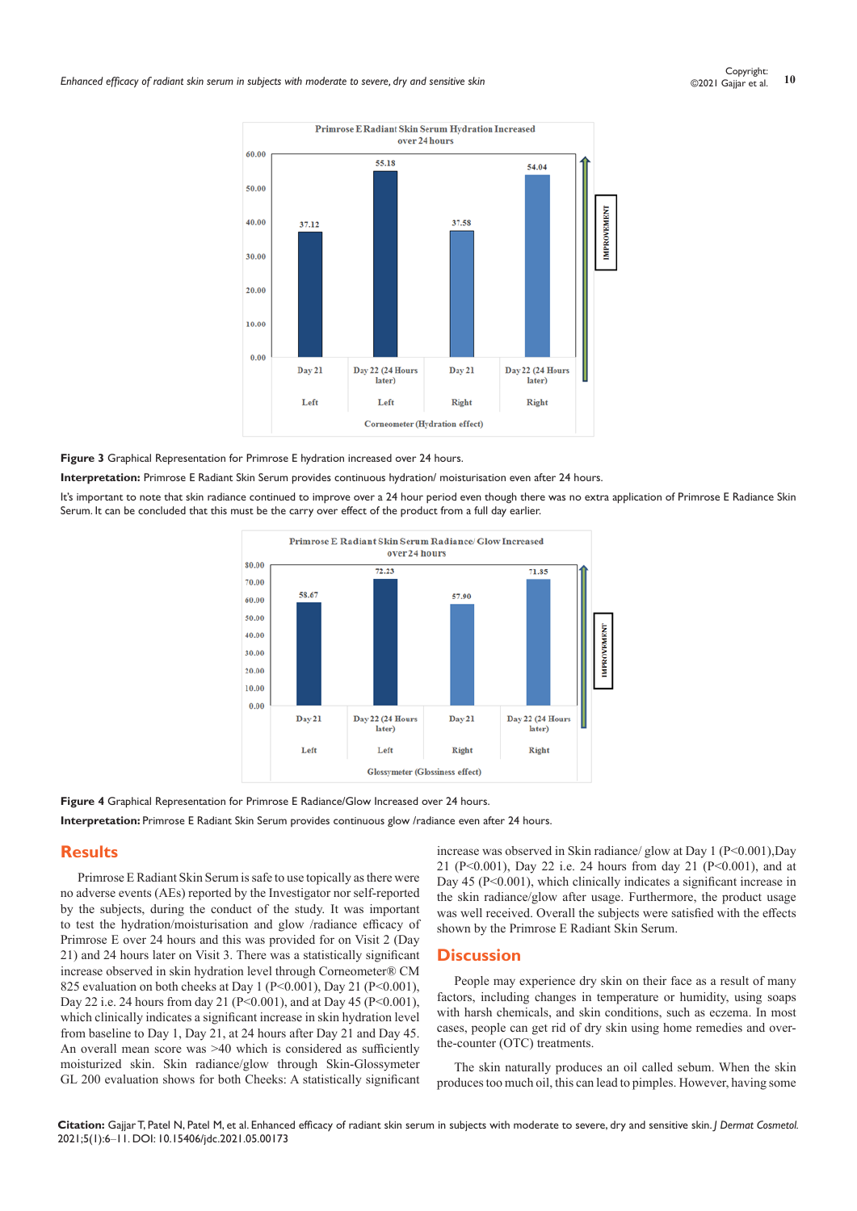Figure 3 Graphical Representation for Primrose E hydration increased over 24 hours.

**Interpretation:** Primrose E Radiant Skin Serum provides continuous hydration/ moisturisation even after 24 hours.

It's important to note that skin radiance continued to improve over a 24 hour period even though there was no extra application of Primrose E Radiance Skin Serum. It can be concluded that this must be the carry over effect of the product from a full day earlier.

**Figure 4** Graphical Representation for Primrose E Radiance/Glow Increased over 24 hours.

**Interpretation:** Primrose E Radiant Skin Serum provides continuous glow /radiance even after 24 hours.

## Results

Primrose E Radiant Skin Serum is safe to use topically as there were no adverse events (AEs) reported by the Investigator nor self-reported by the subjects, during the conduct of the study. It was important to test the hydration/moisturisation and glow /radiance efficacy of Primrose E over 24 hours and this was provided for on Visit 2 (Day 21) and 24 hours later on Visit 3. There was a statistically significant increase observed in skin hydration level through Corneometer® CM 825 evaluation on both cheeks at Day 1 ($P<0.001$), Day 21 ($P<0.001$), Day 22 i.e. 24 hours from day 21 ($P<0.001$), and at Day 45 ($P<0.001$), which clinically indicates a significant increase in skin hydration level from baseline to Day 1, Day 21, at 24 hours after Day 21 and Day 45. An overall mean score was >40 which is considered as sufficiently moisturized skin. Skin radiance/glow through Skin-Glossymeter GL 200 evaluation shows for both Cheeks: A statistically significant increase was observed in Skin radiance/ glow at Day 1 ($P<0.001$),Day 21 ($P<0.001$), Day 22 i.e. 24 hours from day 21 ($P<0.001$), and at Day 45 ($P<0.001$), which clinically indicates a significant increase in the skin radiance/glow after usage. Furthermore, the product usage was well received. Overall the subjects were satisfied with the effects shown by the Primrose E Radiant Skin Serum.

## Discussion

People may experience dry skin on their face as a result of many factors, including changes in temperature or humidity, using soaps with harsh chemicals, and skin conditions, such as eczema. In most cases, people can get rid of dry skin using home remedies and over-the-counter (OTC) treatments.

The skin naturally produces an oil called sebum. When the skin produces too much oil, this can lead to pimples. However, having some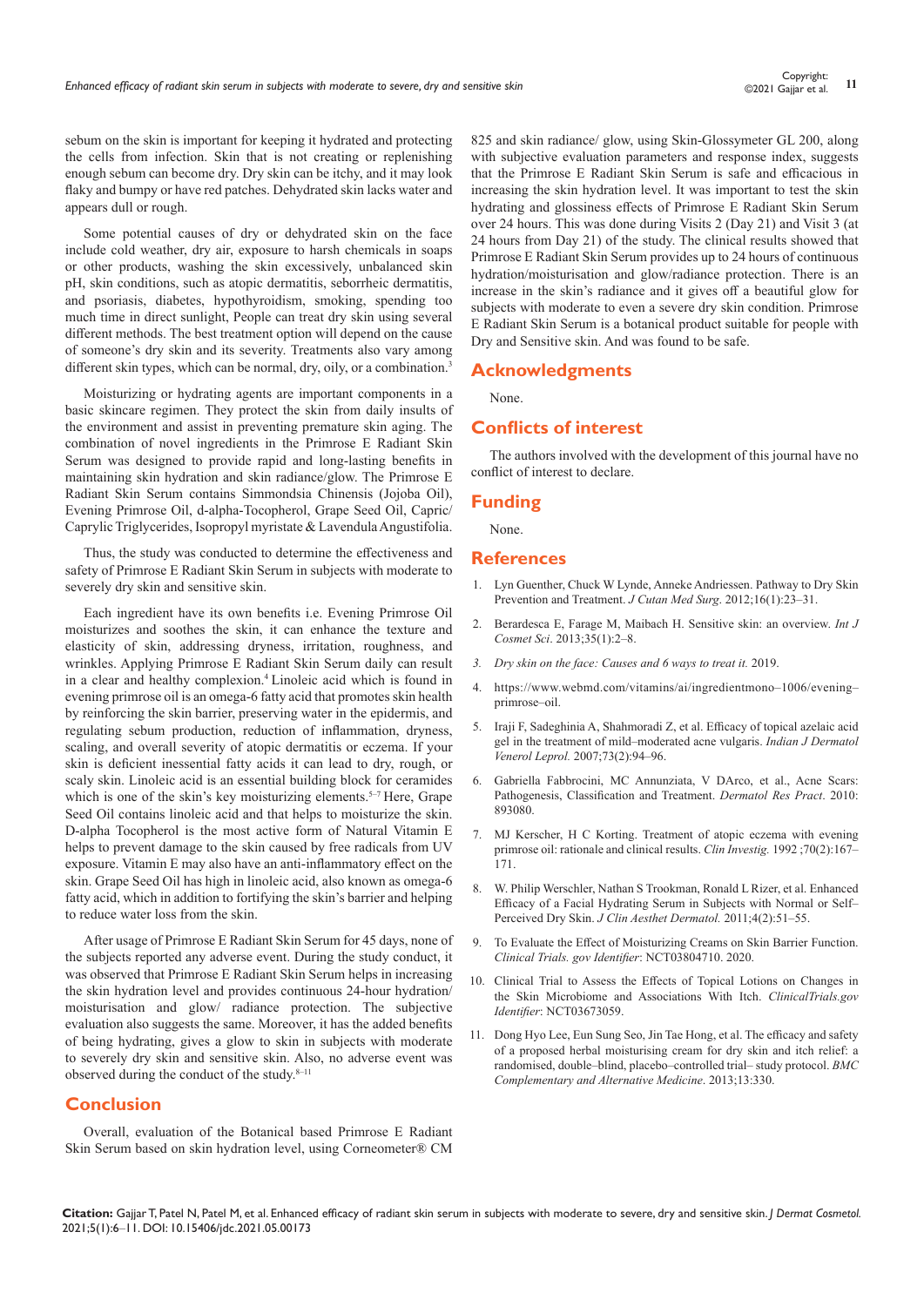sebum on the skin is important for keeping it hydrated and protecting the cells from infection. Skin that is not creating or replenishing enough sebum can become dry. Dry skin can be itchy, and it may look flaky and bumpy or have red patches. Dehydrated skin lacks water and appears dull or rough.

Some potential causes of dry or dehydrated skin on the face include cold weather, dry air, exposure to harsh chemicals in soaps or other products, washing the skin excessively, unbalanced skin pH, skin conditions, such as atopic dermatitis, seborrheic dermatitis, and psoriasis, diabetes, hypothyroidism, smoking, spending too much time in direct sunlight, People can treat dry skin using several different methods. The best treatment option will depend on the cause of someone's dry skin and its severity. Treatments also vary among different skin types, which can be normal, dry, oily, or a combination.[3]

Moisturizing or hydrating agents are important components in a basic skincare regimen. They protect the skin from daily insults of the environment and assist in preventing premature skin aging. The combination of novel ingredients in the Primrose E Radiant Skin Serum was designed to provide rapid and long-lasting benefits in maintaining skin hydration and skin radiance/glow. The Primrose E Radiant Skin Serum contains Simmondsia Chinensis (Jojoba Oil), Evening Primrose Oil, d-alpha-Tocopherol, Grape Seed Oil, Capric/ Caprylic Triglycerides, Isopropyl myristate & Lavendula Angustifolia.

Thus, the study was conducted to determine the effectiveness and safety of Primrose E Radiant Skin Serum in subjects with moderate to severely dry skin and sensitive skin.

Each ingredient have its own benefits i.e. Evening Primrose Oil moisturizes and soothes the skin, it can enhance the texture and elasticity of skin, addressing dryness, irritation, roughness, and wrinkles. Applying Primrose E Radiant Skin Serum daily can result in a clear and healthy complexion.[4] Linoleic acid which is found in evening primrose oil is an omega-6 fatty acid that promotes skin health by reinforcing the skin barrier, preserving water in the epidermis, and regulating sebum production, reduction of inflammation, dryness, scaling, and overall severity of atopic dermatitis or eczema. If your skin is deficient inessential fatty acids it can lead to dry, rough, or scaly skin. Linoleic acid is an essential building block for ceramides which is one of the skin's key moisturizing elements.[5–7] Here, Grape Seed Oil contains linoleic acid and that helps to moisturize the skin. D-alpha Tocopherol is the most active form of Natural Vitamin E helps to prevent damage to the skin caused by free radicals from UV exposure. Vitamin E may also have an anti-inflammatory effect on the skin. Grape Seed Oil has high in linoleic acid, also known as omega-6 fatty acid, which in addition to fortifying the skin's barrier and helping to reduce water loss from the skin.

After usage of Primrose E Radiant Skin Serum for 45 days, none of the subjects reported any adverse event. During the study conduct, it was observed that Primrose E Radiant Skin Serum helps in increasing the skin hydration level and provides continuous 24-hour hydration/ moisturisation and glow/ radiance protection. The subjective evaluation also suggests the same. Moreover, it has the added benefits of being hydrating, gives a glow to skin in subjects with moderate to severely dry skin and sensitive skin. Also, no adverse event was observed during the conduct of the study.[8–11]

## Conclusion

Overall, evaluation of the Botanical based Primrose E Radiant Skin Serum based on skin hydration level, using Corneometer® CM 825 and skin radiance/ glow, using Skin-Glossymeter GL 200, along with subjective evaluation parameters and response index, suggests that the Primrose E Radiant Skin Serum is safe and efficacious in increasing the skin hydration level. It was important to test the skin hydrating and glossiness effects of Primrose E Radiant Skin Serum over 24 hours. This was done during Visits 2 (Day 21) and Visit 3 (at 24 hours from Day 21) of the study. The clinical results showed that Primrose E Radiant Skin Serum provides up to 24 hours of continuous hydration/moisturisation and glow/radiance protection. There is an increase in the skin's radiance and it gives off a beautiful glow for subjects with moderate to even a severe dry skin condition. Primrose E Radiant Skin Serum is a botanical product suitable for people with Dry and Sensitive skin. And was found to be safe.

## Acknowledgments

None.

## Conflicts of interest

The authors involved with the development of this journal have no conflict of interest to declare.

## Funding

None.

## References

1. Lyn Guenther, Chuck W Lynde, Anneke Andriessen. Pathway to Dry Skin Prevention and Treatment. *J Cutan Med Surg*. 2012;16(1):23–31.
2. Berardesca E, Farage M, Maibach H. Sensitive skin: an overview. *Int J Cosmet Sci*. 2013;35(1):2–8.
3. *Dry skin on the face: Causes and 6 ways to treat it.* 2019.
4. https://www.webmd.com/vitamins/ai/ingredientmono–1006/evening–primrose–oil.
5. Iraji F, Sadeghinia A, Shahmoradi Z, et al. Efficacy of topical azelaic acid gel in the treatment of mild–moderated acne vulgaris. *Indian J Dermatol Venerol Leprol.* 2007;73(2):94–96.
6. Gabriella Fabbrocini, MC Annunziata, V DArco, et al., Acne Scars: Pathogenesis, Classification and Treatment. *Dermatol Res Pract*. 2010: 893080.
7. MJ Kerscher, H C Korting. Treatment of atopic eczema with evening primrose oil: rationale and clinical results. *Clin Investig.* 1992 ;70(2):167–171.
8. W. Philip Werschler, Nathan S Trookman, Ronald L Rizer, et al. Enhanced Efficacy of a Facial Hydrating Serum in Subjects with Normal or Self–Perceived Dry Skin. *J Clin Aesthet Dermatol.* 2011;4(2):51–55.
9. To Evaluate the Effect of Moisturizing Creams on Skin Barrier Function. *Clinical Trials. gov Identifier*: NCT03804710. 2020.
10. Clinical Trial to Assess the Effects of Topical Lotions on Changes in the Skin Microbiome and Associations With Itch. *ClinicalTrials.gov Identifier*: NCT03673059.
11. Dong Hyo Lee, Eun Sung Seo, Jin Tae Hong, et al. The efficacy and safety of a proposed herbal moisturising cream for dry skin and itch relief: a randomised, double–blind, placebo–controlled trial– study protocol. *BMC Complementary and Alternative Medicine*. 2013;13:330.